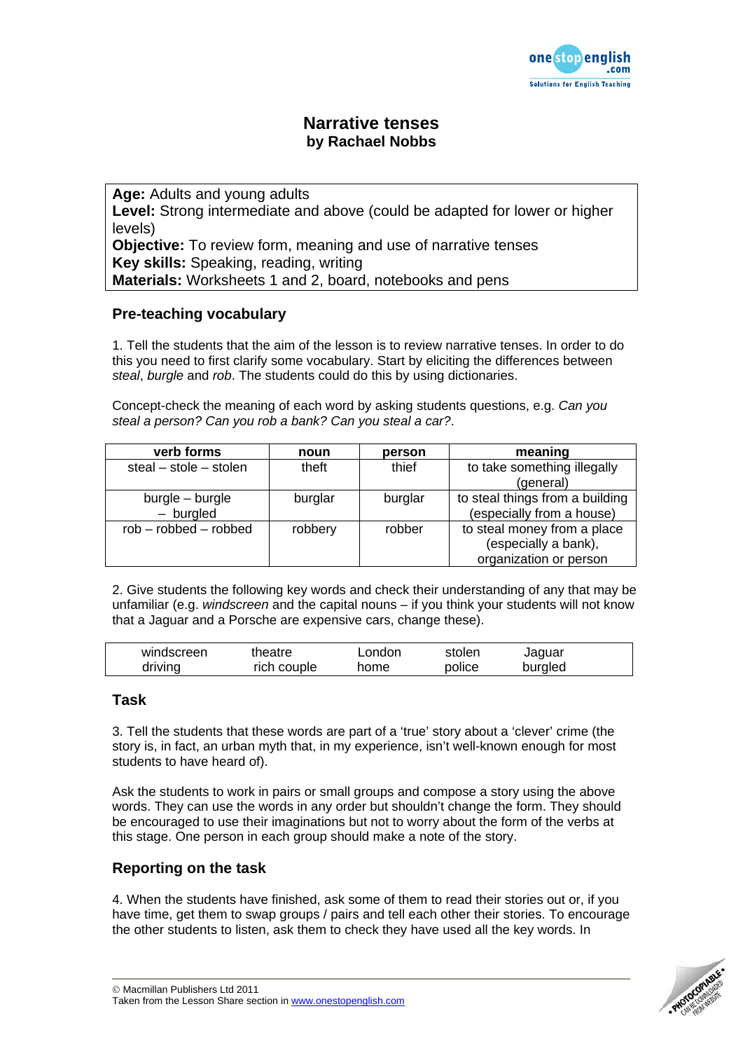# Narrative tenses
**by Rachael Nobbs**

| |
|---|
| **Age:** Adults and young adults<br>**Level:** Strong intermediate and above (could be adapted for lower or higher levels)<br>**Objective:** To review form, meaning and use of narrative tenses<br>**Key skills:** Speaking, reading, writing<br>**Materials:** Worksheets 1 and 2, board, notebooks and pens |

## Pre-teaching vocabulary

1. Tell the students that the aim of the lesson is to review narrative tenses. In order to do this you need to first clarify some vocabulary. Start by eliciting the differences between *steal*, *burgle* and *rob*. The students could do this by using dictionaries.

Concept-check the meaning of each word by asking students questions, e.g. *Can you steal a person? Can you rob a bank? Can you steal a car?*.

| verb forms | noun | person | meaning |
|---|---|---|---|
| steal – stole – stolen | theft | thief | to take something illegally (general) |
| burgle – burgle – burgled | burglar | burglar | to steal things from a building (especially from a house) |
| rob – robbed – robbed | robbery | robber | to steal money from a place (especially a bank), organization or person |

2. Give students the following key words and check their understanding of any that may be unfamiliar (e.g. *windscreen* and the capital nouns – if you think your students will not know that a Jaguar and a Porsche are expensive cars, change these).

| | | | | |
|---|---|---|---|---|
| windscreen | theatre | London | stolen | Jaguar |
| driving | rich couple | home | police | burgled |

## Task

3. Tell the students that these words are part of a 'true' story about a 'clever' crime (the story is, in fact, an urban myth that, in my experience, isn't well-known enough for most students to have heard of).

Ask the students to work in pairs or small groups and compose a story using the above words. They can use the words in any order but shouldn't change the form. They should be encouraged to use their imaginations but not to worry about the form of the verbs at this stage. One person in each group should make a note of the story.

## Reporting on the task

4. When the students have finished, ask some of them to read their stories out or, if you have time, get them to swap groups / pairs and tell each other their stories. To encourage the other students to listen, ask them to check they have used all the key words. In

© Macmillan Publishers Ltd 2011
Taken from the Lesson Share section in www.onestopenglish.com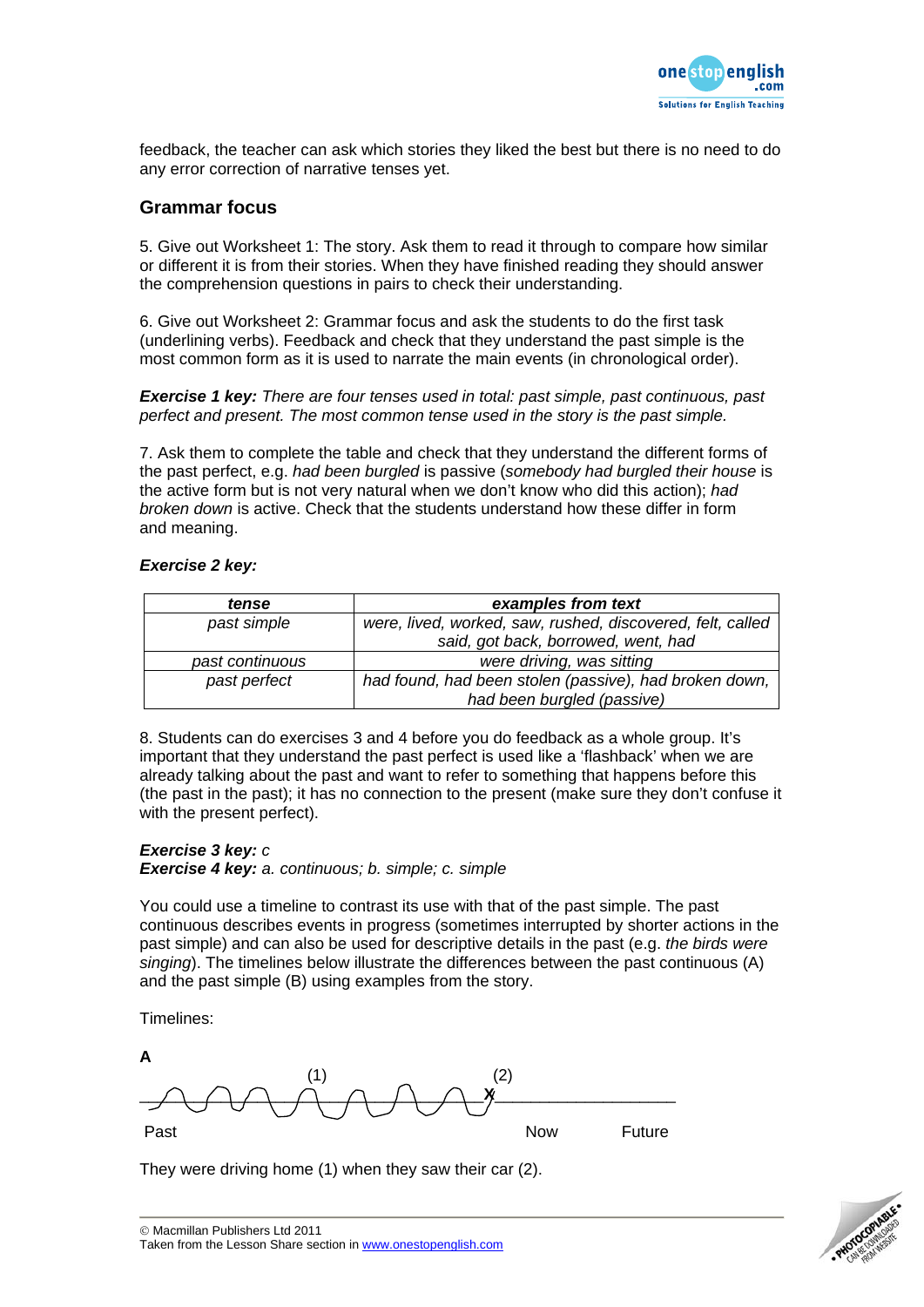feedback, the teacher can ask which stories they liked the best but there is no need to do any error correction of narrative tenses yet.

## Grammar focus

5. Give out Worksheet 1: The story. Ask them to read it through to compare how similar or different it is from their stories. When they have finished reading they should answer the comprehension questions in pairs to check their understanding.

6. Give out Worksheet 2: Grammar focus and ask the students to do the first task (underlining verbs). Feedback and check that they understand the past simple is the most common form as it is used to narrate the main events (in chronological order).

***Exercise 1 key:*** *There are four tenses used in total: past simple, past continuous, past perfect and present. The most common tense used in the story is the past simple.*

7. Ask them to complete the table and check that they understand the different forms of the past perfect, e.g. *had been burgled* is passive (*somebody had burgled their house* is the active form but is not very natural when we don't know who did this action); *had broken down* is active. Check that the students understand how these differ in form and meaning.

***Exercise 2 key:***

| ***tense*** | ***examples from text*** |
|---|---|
| *past simple* | *were, lived, worked, saw, rushed, discovered, felt, called said, got back, borrowed, went, had* |
| *past continuous* | *were driving, was sitting* |
| *past perfect* | *had found, had been stolen (passive), had broken down, had been burgled (passive)* |

8. Students can do exercises 3 and 4 before you do feedback as a whole group. It's important that they understand the past perfect is used like a 'flashback' when we are already talking about the past and want to refer to something that happens before this (the past in the past); it has no connection to the present (make sure they don't confuse it with the present perfect).

***Exercise 3 key:*** *c*
***Exercise 4 key:*** *a. continuous; b. simple; c. simple*

You could use a timeline to contrast its use with that of the past simple. The past continuous describes events in progress (sometimes interrupted by shorter actions in the past simple) and can also be used for descriptive details in the past (e.g. *the birds were singing*). The timelines below illustrate the differences between the past continuous (A) and the past simple (B) using examples from the story.

Timelines:

**A**

(1) (2) X

Past Now Future

They were driving home (1) when they saw their car (2).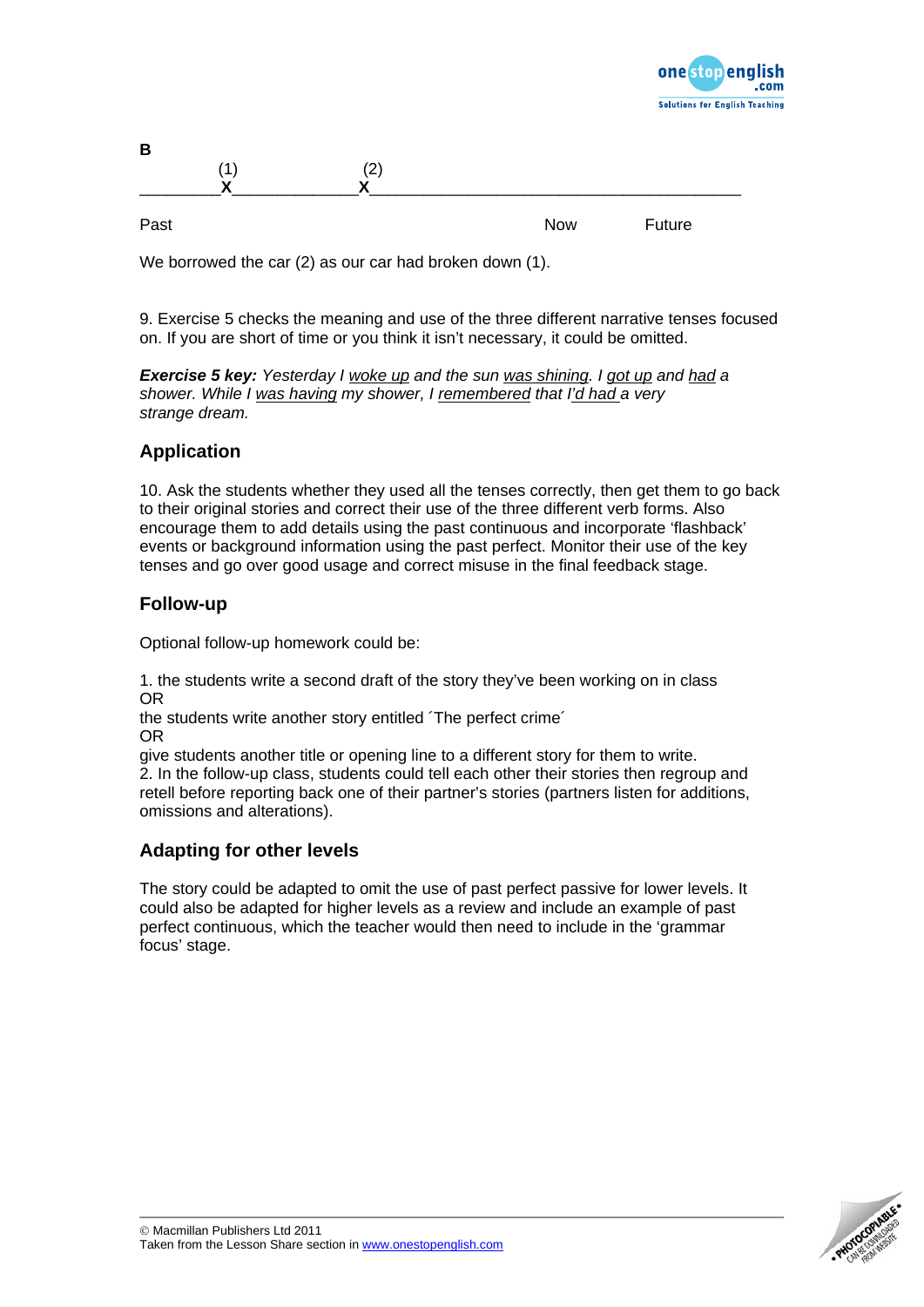**B**

```
          (1)              (2)
_________X______________X_________________________________________

Past                                                Now          Future
```

We borrowed the car (2) as our car had broken down (1).

9. Exercise 5 checks the meaning and use of the three different narrative tenses focused on. If you are short of time or you think it isn't necessary, it could be omitted.

***Exercise 5 key:*** *Yesterday I <u>woke up</u> and the sun <u>was shining</u>. I <u>got up</u> and <u>had</u> a shower. While I <u>was having</u> my shower, I <u>remembered</u> that <u>I'd had</u> a very strange dream.*

## Application

10. Ask the students whether they used all the tenses correctly, then get them to go back to their original stories and correct their use of the three different verb forms. Also encourage them to add details using the past continuous and incorporate 'flashback' events or background information using the past perfect. Monitor their use of the key tenses and go over good usage and correct misuse in the final feedback stage.

## Follow-up

Optional follow-up homework could be:

1. the students write a second draft of the story they've been working on in class
OR
the students write another story entitled ´The perfect crime´
OR
give students another title or opening line to a different story for them to write.
2. In the follow-up class, students could tell each other their stories then regroup and retell before reporting back one of their partner's stories (partners listen for additions, omissions and alterations).

## Adapting for other levels

The story could be adapted to omit the use of past perfect passive for lower levels. It could also be adapted for higher levels as a review and include an example of past perfect continuous, which the teacher would then need to include in the 'grammar focus' stage.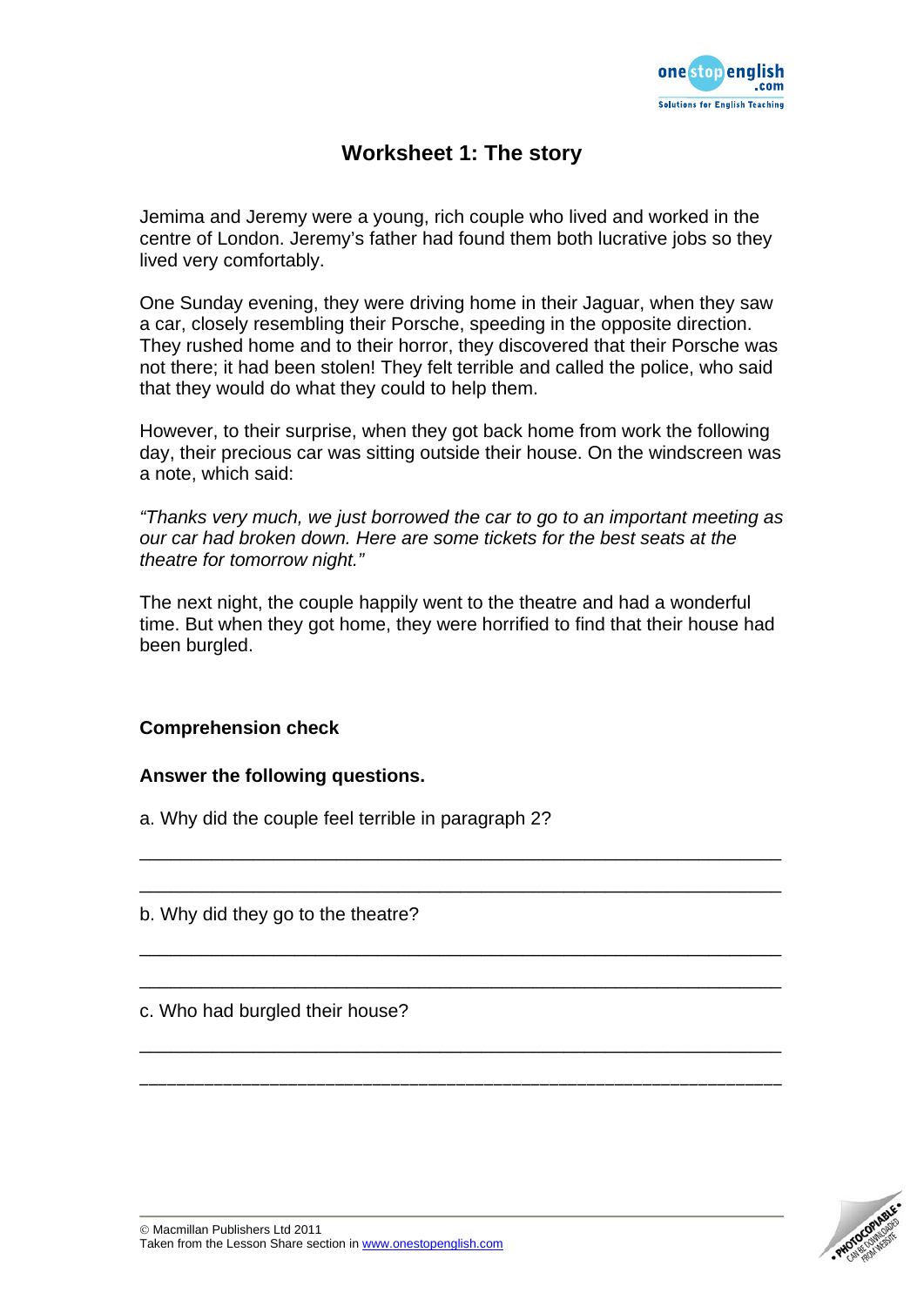# Worksheet 1: The story

Jemima and Jeremy were a young, rich couple who lived and worked in the centre of London. Jeremy's father had found them both lucrative jobs so they lived very comfortably.

One Sunday evening, they were driving home in their Jaguar, when they saw a car, closely resembling their Porsche, speeding in the opposite direction. They rushed home and to their horror, they discovered that their Porsche was not there; it had been stolen! They felt terrible and called the police, who said that they would do what they could to help them.

However, to their surprise, when they got back home from work the following day, their precious car was sitting outside their house. On the windscreen was a note, which said:

*"Thanks very much, we just borrowed the car to go to an important meeting as our car had broken down. Here are some tickets for the best seats at the theatre for tomorrow night."*

The next night, the couple happily went to the theatre and had a wonderful time. But when they got home, they were horrified to find that their house had been burgled.

**Comprehension check**

**Answer the following questions.**

a. Why did the couple feel terrible in paragraph 2?

______________________________________________________________

______________________________________________________________

b. Why did they go to the theatre?

______________________________________________________________

______________________________________________________________

c. Who had burgled their house?

______________________________________________________________

______________________________________________________________

© Macmillan Publishers Ltd 2011
Taken from the Lesson Share section in www.onestopenglish.com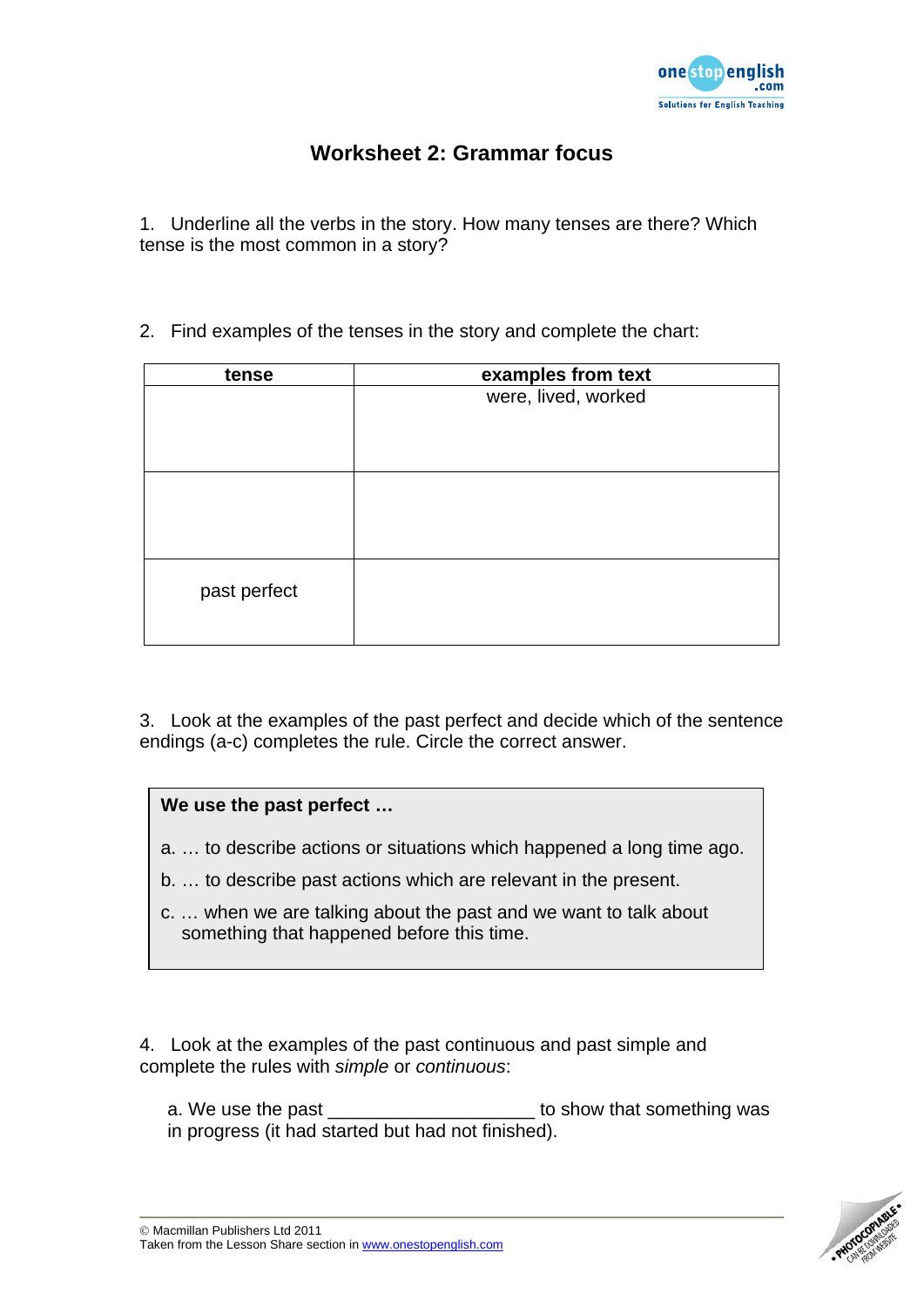# Worksheet 2: Grammar focus

1. Underline all the verbs in the story. How many tenses are there? Which tense is the most common in a story?

2. Find examples of the tenses in the story and complete the chart:

| tense | examples from text |
|---|---|
| | were, lived, worked |
| | |
| past perfect | |

3. Look at the examples of the past perfect and decide which of the sentence endings (a-c) completes the rule. Circle the correct answer.

> **We use the past perfect …**
>
> a. … to describe actions or situations which happened a long time ago.
>
> b. … to describe past actions which are relevant in the present.
>
> c. … when we are talking about the past and we want to talk about something that happened before this time.

4. Look at the examples of the past continuous and past simple and complete the rules with *simple* or *continuous*:

   a. We use the past ____________________ to show that something was in progress (it had started but had not finished).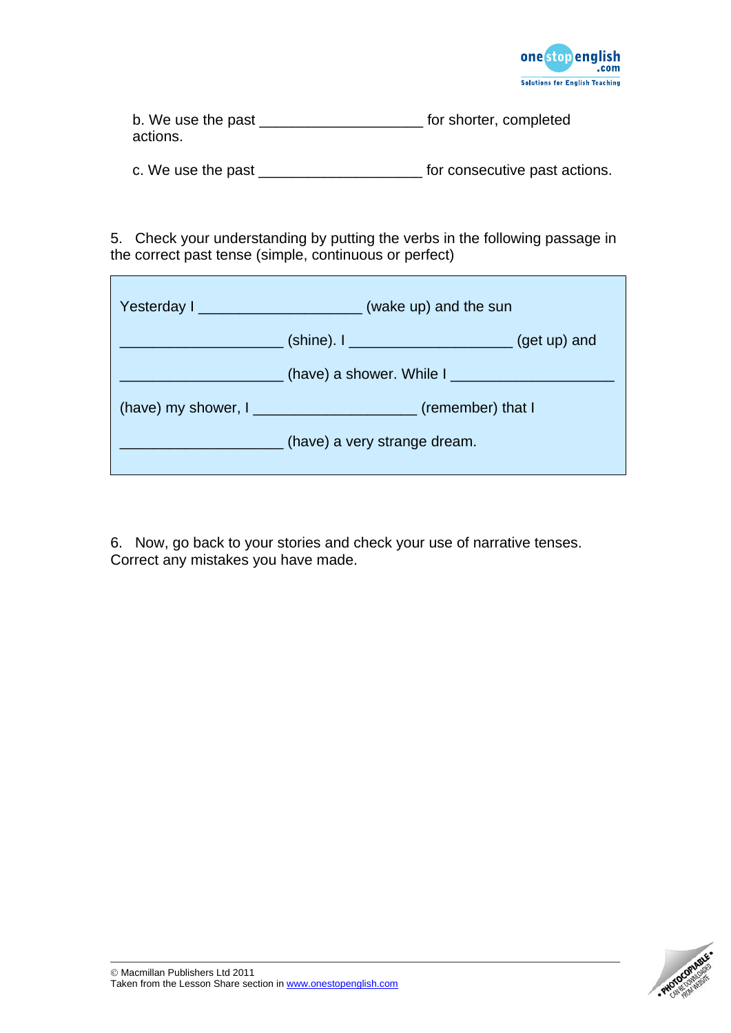b. We use the past ____________________ for shorter, completed actions.

c. We use the past ____________________ for consecutive past actions.

5. Check your understanding by putting the verbs in the following passage in the correct past tense (simple, continuous or perfect)

> Yesterday I ____________________ (wake up) and the sun ____________________ (shine). I ____________________ (get up) and ____________________ (have) a shower. While I ____________________ (have) my shower, I ____________________ (remember) that I ____________________ (have) a very strange dream.

6. Now, go back to your stories and check your use of narrative tenses. Correct any mistakes you have made.